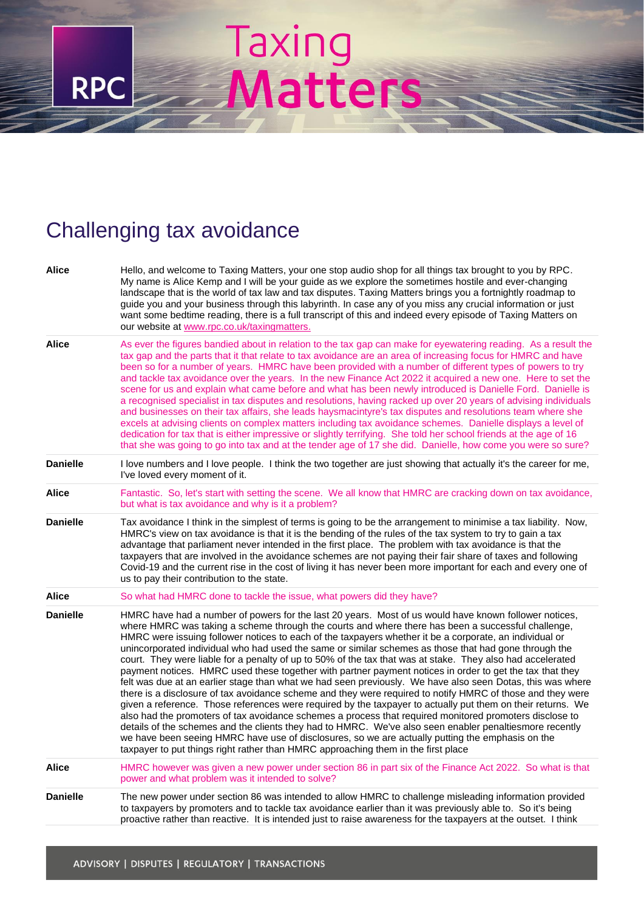# Challenging tax avoidance

**Alice** Hello, and welcome to Taxing Matters, your one stop audio shop for all things tax brought to you by RPC. My name is Alice Kemp and I will be your guide as we explore the sometimes hostile and ever-changing landscape that is the world of tax law and tax disputes. Taxing Matters brings you a fortnightly roadmap to guide you and your business through this labyrinth. In case any of you miss any crucial information or just want some bedtime reading, there is a full transcript of this and indeed every episode of Taxing Matters on our website at www.rpc.co.uk/taxingmatters.

**Alice** As ever the figures bandied about in relation to the tax gap can make for eyewatering reading. As a result the tax gap and the parts that it that relate to tax avoidance are an area of increasing focus for HMRC and have been so for a number of years. HMRC have been provided with a number of different types of powers to try and tackle tax avoidance over the years. In the new Finance Act 2022 it acquired a new one. Here to set the scene for us and explain what came before and what has been newly introduced is Danielle Ford. Danielle is a recognised specialist in tax disputes and resolutions, having racked up over 20 years of advising individuals and businesses on their tax affairs, she leads haysmacintyre's tax disputes and resolutions team where she excels at advising clients on complex matters including tax avoidance schemes. Danielle displays a level of dedication for tax that is either impressive or slightly terrifying. She told her school friends at the age of 16 that she was going to go into tax and at the tender age of 17 she did. Danielle, how come you were so sure?

**Danielle** I love numbers and I love people. I think the two together are just showing that actually it's the career for me, I've loved every moment of it.

**Alice** Fantastic. So, let's start with setting the scene. We all know that HMRC are cracking down on tax avoidance, but what is tax avoidance and why is it a problem?

**Danielle** Tax avoidance I think in the simplest of terms is going to be the arrangement to minimise a tax liability. Now, HMRC's view on tax avoidance is that it is the bending of the rules of the tax system to try to gain a tax advantage that parliament never intended in the first place. The problem with tax avoidance is that the taxpayers that are involved in the avoidance schemes are not paying their fair share of taxes and following Covid-19 and the current rise in the cost of living it has never been more important for each and every one of us to pay their contribution to the state.

**Alice** So what had HMRC done to tackle the issue, what powers did they have?

**Danielle** HMRC have had a number of powers for the last 20 years. Most of us would have known follower notices, where HMRC was taking a scheme through the courts and where there has been a successful challenge, HMRC were issuing follower notices to each of the taxpayers whether it be a corporate, an individual or unincorporated individual who had used the same or similar schemes as those that had gone through the court. They were liable for a penalty of up to 50% of the tax that was at stake. They also had accelerated payment notices. HMRC used these together with partner payment notices in order to get the tax that they felt was due at an earlier stage than what we had seen previously. We have also seen Dotas, this was where there is a disclosure of tax avoidance scheme and they were required to notify HMRC of those and they were given a reference. Those references were required by the taxpayer to actually put them on their returns. We also had the promoters of tax avoidance schemes a process that required monitored promoters disclose to details of the schemes and the clients they had to HMRC. We've also seen enabler penaltiesmore recently we have been seeing HMRC have use of disclosures, so we are actually putting the emphasis on the taxpayer to put things right rather than HMRC approaching them in the first place

**Alice** HMRC however was given a new power under section 86 in part six of the Finance Act 2022. So what is that power and what problem was it intended to solve?

**Danielle** The new power under section 86 was intended to allow HMRC to challenge misleading information provided to taxpayers by promoters and to tackle tax avoidance earlier than it was previously able to. So it's being proactive rather than reactive. It is intended just to raise awareness for the taxpayers at the outset. I think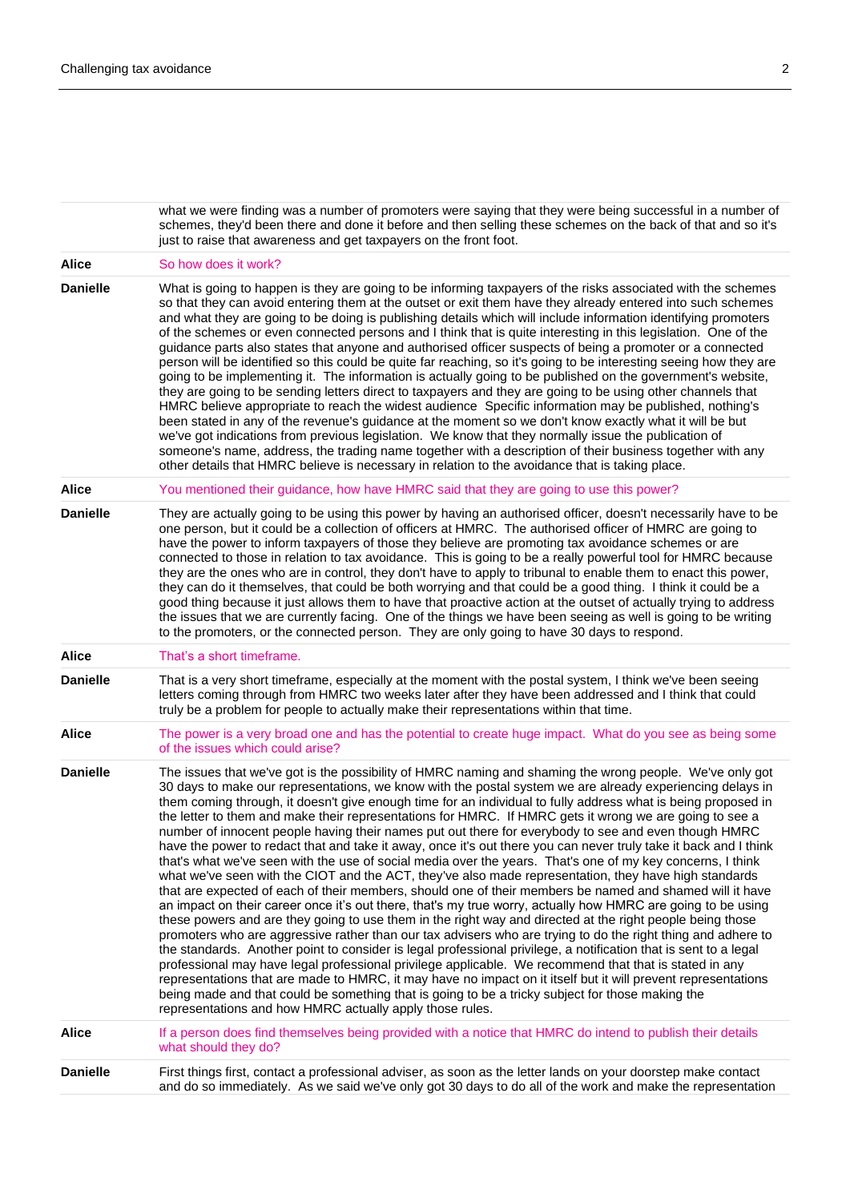| | |
|---|---|
| | what we were finding was a number of promoters were saying that they were being successful in a number of schemes, they'd been there and done it before and then selling these schemes on the back of that and so it's just to raise that awareness and get taxpayers on the front foot. |
| **Alice** | So how does it work? |
| **Danielle** | What is going to happen is they are going to be informing taxpayers of the risks associated with the schemes so that they can avoid entering them at the outset or exit them have they already entered into such schemes and what they are going to be doing is publishing details which will include information identifying promoters of the schemes or even connected persons and I think that is quite interesting in this legislation. One of the guidance parts also states that anyone and authorised officer suspects of being a promoter or a connected person will be identified so this could be quite far reaching, so it's going to be interesting seeing how they are going to be implementing it. The information is actually going to be published on the government's website, they are going to be sending letters direct to taxpayers and they are going to be using other channels that HMRC believe appropriate to reach the widest audience Specific information may be published, nothing's been stated in any of the revenue's guidance at the moment so we don't know exactly what it will be but we've got indications from previous legislation. We know that they normally issue the publication of someone's name, address, the trading name together with a description of their business together with any other details that HMRC believe is necessary in relation to the avoidance that is taking place. |
| **Alice** | You mentioned their guidance, how have HMRC said that they are going to use this power? |
| **Danielle** | They are actually going to be using this power by having an authorised officer, doesn't necessarily have to be one person, but it could be a collection of officers at HMRC. The authorised officer of HMRC are going to have the power to inform taxpayers of those they believe are promoting tax avoidance schemes or are connected to those in relation to tax avoidance. This is going to be a really powerful tool for HMRC because they are the ones who are in control, they don't have to apply to tribunal to enable them to enact this power, they can do it themselves, that could be both worrying and that could be a good thing. I think it could be a good thing because it just allows them to have that proactive action at the outset of actually trying to address the issues that we are currently facing. One of the things we have been seeing as well is going to be writing to the promoters, or the connected person. They are only going to have 30 days to respond. |
| **Alice** | That's a short timeframe. |
| **Danielle** | That is a very short timeframe, especially at the moment with the postal system, I think we've been seeing letters coming through from HMRC two weeks later after they have been addressed and I think that could truly be a problem for people to actually make their representations within that time. |
| **Alice** | The power is a very broad one and has the potential to create huge impact. What do you see as being some of the issues which could arise? |
| **Danielle** | The issues that we've got is the possibility of HMRC naming and shaming the wrong people. We've only got 30 days to make our representations, we know with the postal system we are already experiencing delays in them coming through, it doesn't give enough time for an individual to fully address what is being proposed in the letter to them and make their representations for HMRC. If HMRC gets it wrong we are going to see a number of innocent people having their names put out there for everybody to see and even though HMRC have the power to redact that and take it away, once it's out there you can never truly take it back and I think that's what we've seen with the use of social media over the years. That's one of my key concerns, I think what we've seen with the CIOT and the ACT, they've also made representation, they have high standards that are expected of each of their members, should one of their members be named and shamed will it have an impact on their career once it's out there, that's my true worry, actually how HMRC are going to be using these powers and are they going to use them in the right way and directed at the right people being those promoters who are aggressive rather than our tax advisers who are trying to do the right thing and adhere to the standards. Another point to consider is legal professional privilege, a notification that is sent to a legal professional may have legal professional privilege applicable. We recommend that that is stated in any representations that are made to HMRC, it may have no impact on it itself but it will prevent representations being made and that could be something that is going to be a tricky subject for those making the representations and how HMRC actually apply those rules. |
| **Alice** | If a person does find themselves being provided with a notice that HMRC do intend to publish their details what should they do? |
| **Danielle** | First things first, contact a professional adviser, as soon as the letter lands on your doorstep make contact and do so immediately. As we said we've only got 30 days to do all of the work and make the representation |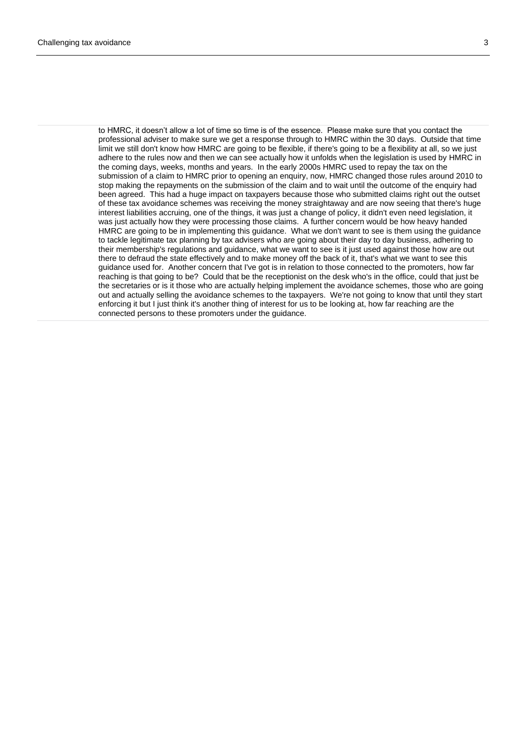to HMRC, it doesn't allow a lot of time so time is of the essence. Please make sure that you contact the professional adviser to make sure we get a response through to HMRC within the 30 days. Outside that time limit we still don't know how HMRC are going to be flexible, if there's going to be a flexibility at all, so we just adhere to the rules now and then we can see actually how it unfolds when the legislation is used by HMRC in the coming days, weeks, months and years. In the early 2000s HMRC used to repay the tax on the submission of a claim to HMRC prior to opening an enquiry, now, HMRC changed those rules around 2010 to stop making the repayments on the submission of the claim and to wait until the outcome of the enquiry had been agreed. This had a huge impact on taxpayers because those who submitted claims right out the outset of these tax avoidance schemes was receiving the money straightaway and are now seeing that there's huge interest liabilities accruing, one of the things, it was just a change of policy, it didn't even need legislation, it was just actually how they were processing those claims. A further concern would be how heavy handed HMRC are going to be in implementing this guidance. What we don't want to see is them using the guidance to tackle legitimate tax planning by tax advisers who are going about their day to day business, adhering to their membership's regulations and guidance, what we want to see is it just used against those how are out there to defraud the state effectively and to make money off the back of it, that's what we want to see this guidance used for. Another concern that I've got is in relation to those connected to the promoters, how far reaching is that going to be? Could that be the receptionist on the desk who's in the office, could that just be the secretaries or is it those who are actually helping implement the avoidance schemes, those who are going out and actually selling the avoidance schemes to the taxpayers. We're not going to know that until they start enforcing it but I just think it's another thing of interest for us to be looking at, how far reaching are the connected persons to these promoters under the guidance.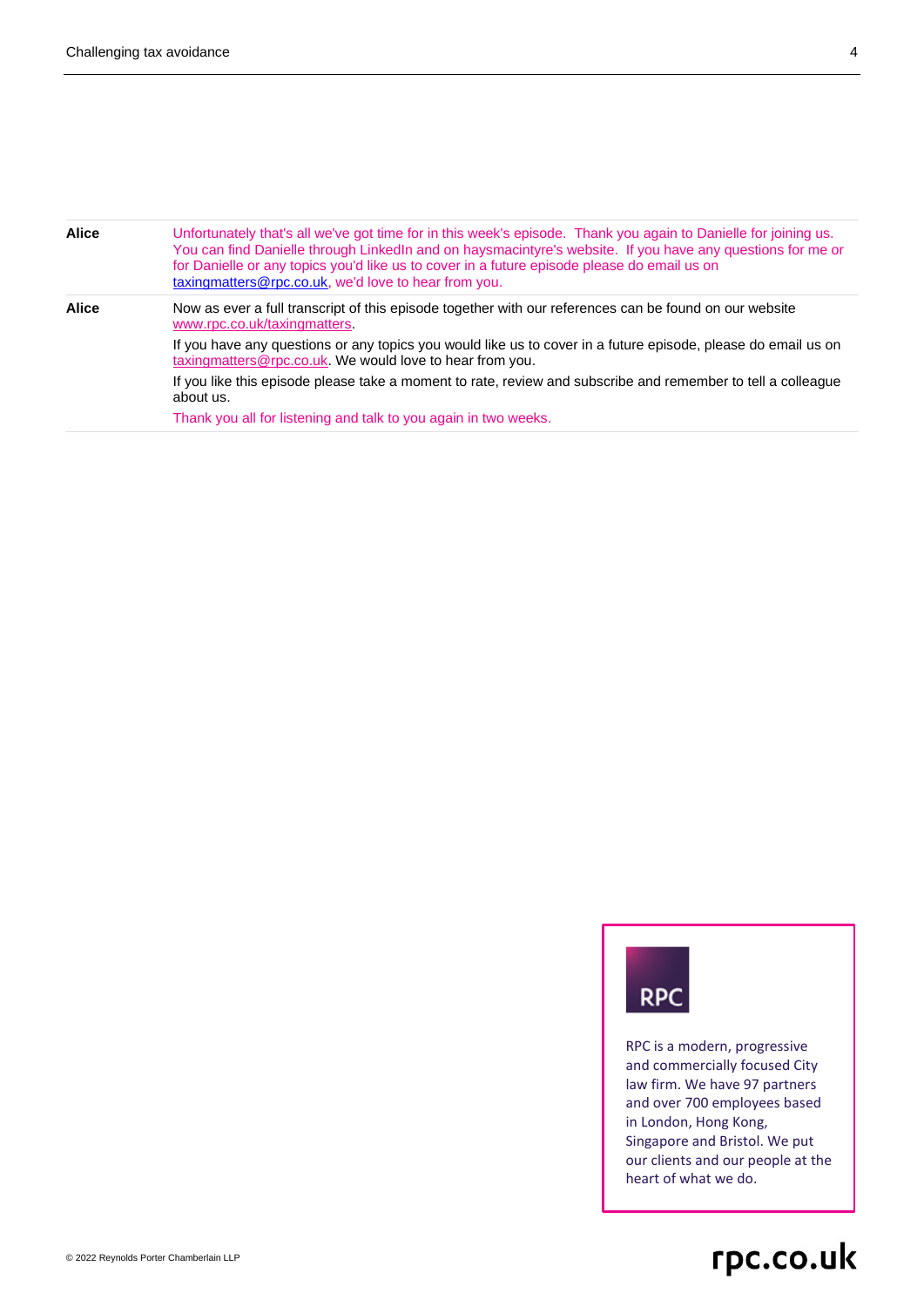| | |
|---|---|
| **Alice** | Unfortunately that's all we've got time for in this week's episode. Thank you again to Danielle for joining us. You can find Danielle through LinkedIn and on haysmacintyre's website. If you have any questions for me or for Danielle or any topics you'd like us to cover in a future episode please do email us on taxingmatters@rpc.co.uk, we'd love to hear from you. |
| **Alice** | Now as ever a full transcript of this episode together with our references can be found on our website www.rpc.co.uk/taxingmatters.<br><br>If you have any questions or any topics you would like us to cover in a future episode, please do email us on taxingmatters@rpc.co.uk. We would love to hear from you.<br><br>If you like this episode please take a moment to rate, review and subscribe and remember to tell a colleague about us.<br><br>Thank you all for listening and talk to you again in two weeks. |

RPC

RPC is a modern, progressive and commercially focused City law firm. We have 97 partners and over 700 employees based in London, Hong Kong, Singapore and Bristol. We put our clients and our people at the heart of what we do.

© 2022 Reynolds Porter Chamberlain LLP

rpc.co.uk